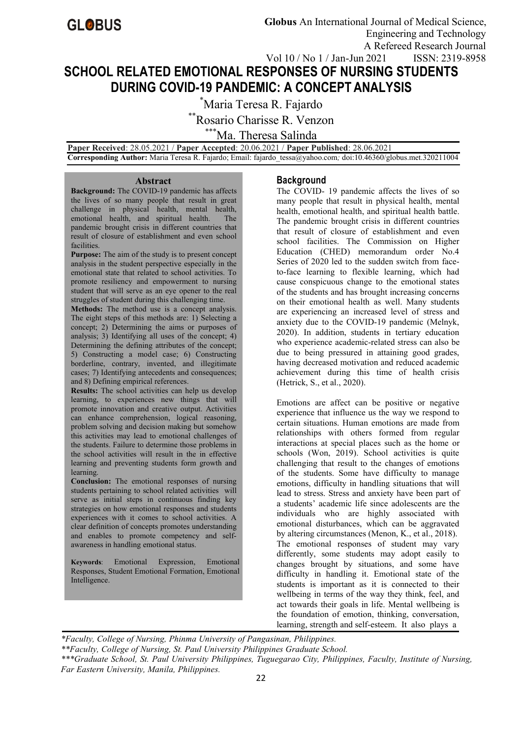# SCHOOL RELATED EMOTIONAL RESPONSES OF NURSING STUDENTS DURING COVID-19 PANDEMIC: A CONCEPT ANALYSIS

[*]Maria Teresa R. Fajardo

[**]Rosario Charisse R. Venzon

[***]Ma. Theresa Salinda

**Paper Received**: 28.05.2021 / **Paper Accepted**: 20.06.2021 / **Paper Published**: 28.06.2021

**Corresponding Author:** Maria Teresa R. Fajardo; Email: fajardo_tessa@yahoo.com*;* doi:10.46360/globus.met.320211004

## Abstract

**Background:** The COVID-19 pandemic has affects the lives of so many people that result in great challenge in physical health, mental health, emotional health, and spiritual health. The pandemic brought crisis in different countries that result of closure of establishment and even school facilities.

**Purpose:** The aim of the study is to present concept analysis in the student perspective especially in the emotional state that related to school activities. To promote resiliency and empowerment to nursing student that will serve as an eye opener to the real struggles of student during this challenging time.

**Methods:** The method use is a concept analysis. The eight steps of this methods are: 1) Selecting a concept; 2) Determining the aims or purposes of analysis; 3) Identifying all uses of the concept; 4) Determining the defining attributes of the concept; 5) Constructing a model case; 6) Constructing borderline, contrary, invented, and illegitimate cases; 7) Identifying antecedents and consequences; and 8) Defining empirical references.

**Results:** The school activities can help us develop learning, to experiences new things that will promote innovation and creative output. Activities can enhance comprehension, logical reasoning, problem solving and decision making but somehow this activities may lead to emotional challenges of the students. Failure to determine those problems in the school activities will result in the in effective learning and preventing students form growth and learning.

**Conclusion:** The emotional responses of nursing students pertaining to school related activities will serve as initial steps in continuous finding key strategies on how emotional responses and students experiences with it comes to school activities. A clear definition of concepts promotes understanding and enables to promote competency and self-awareness in handling emotional status.

**Keywords**: Emotional Expression, Emotional Responses, Student Emotional Formation, Emotional Intelligence.

## Background

The COVID- 19 pandemic affects the lives of so many people that result in physical health, mental health, emotional health, and spiritual health battle. The pandemic brought crisis in different countries that result of closure of establishment and even school facilities. The Commission on Higher Education (CHED) memorandum order No.4 Series of 2020 led to the sudden switch from face-to-face learning to flexible learning, which had cause conspicuous change to the emotional states of the students and has brought increasing concerns on their emotional health as well. Many students are experiencing an increased level of stress and anxiety due to the COVID-19 pandemic (Melnyk, 2020). In addition, students in tertiary education who experience academic-related stress can also be due to being pressured in attaining good grades, having decreased motivation and reduced academic achievement during this time of health crisis (Hetrick, S., et al., 2020).

Emotions are affect can be positive or negative experience that influence us the way we respond to certain situations. Human emotions are made from relationships with others formed from regular interactions at special places such as the home or schools (Won, 2019). School activities is quite challenging that result to the changes of emotions of the students. Some have difficulty to manage emotions, difficulty in handling situations that will lead to stress. Stress and anxiety have been part of a students' academic life since adolescents are the individuals who are highly associated with emotional disturbances, which can be aggravated by altering circumstances (Menon, K., et al., 2018). The emotional responses of student may vary differently, some students may adopt easily to changes brought by situations, and some have difficulty in handling it. Emotional state of the students is important as it is connected to their wellbeing in terms of the way they think, feel, and act towards their goals in life. Mental wellbeing is the foundation of emotion, thinking, conversation, learning, strength and self-esteem. It also plays a

*Faculty, College of Nursing, Phinma University of Pangasinan, Philippines.*

*\*\*Faculty, College of Nursing, St. Paul University Philippines Graduate School.*

*\*\*\*Graduate School, St. Paul University Philippines, Tuguegarao City, Philippines, Faculty, Institute of Nursing, Far Eastern University, Manila, Philippines.*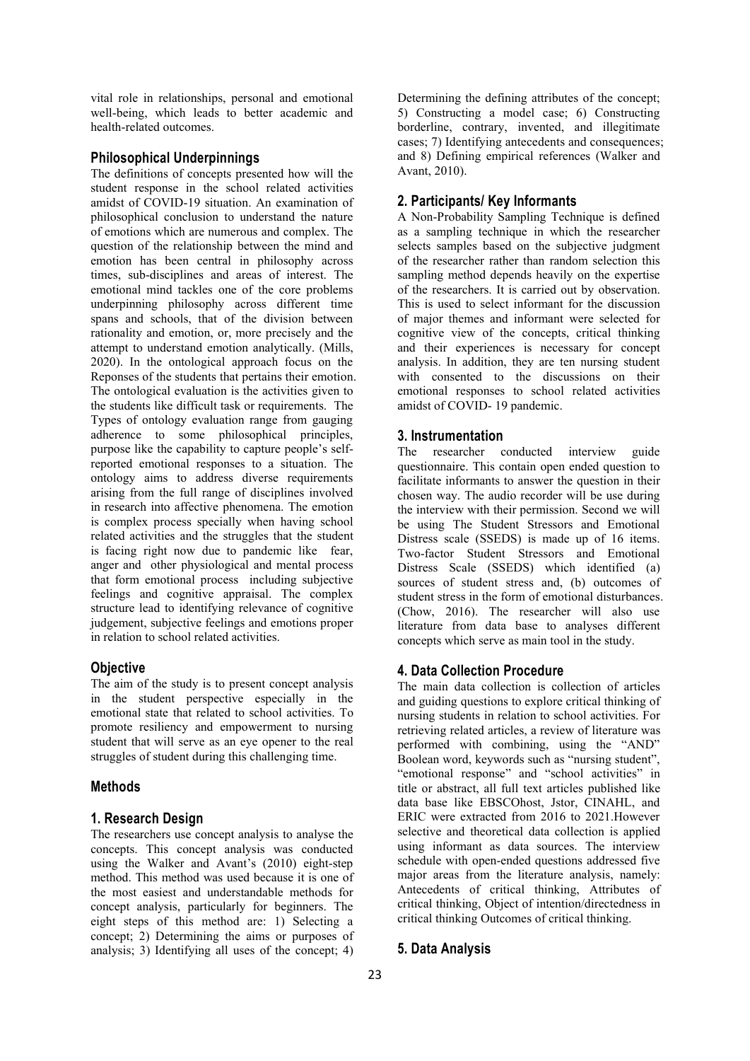vital role in relationships, personal and emotional well-being, which leads to better academic and health-related outcomes.

## Philosophical Underpinnings

The definitions of concepts presented how will the student response in the school related activities amidst of COVID-19 situation. An examination of philosophical conclusion to understand the nature of emotions which are numerous and complex. The question of the relationship between the mind and emotion has been central in philosophy across times, sub-disciplines and areas of interest. The emotional mind tackles one of the core problems underpinning philosophy across different time spans and schools, that of the division between rationality and emotion, or, more precisely and the attempt to understand emotion analytically. (Mills, 2020). In the ontological approach focus on the Reponses of the students that pertains their emotion. The ontological evaluation is the activities given to the students like difficult task or requirements. The Types of ontology evaluation range from gauging adherence to some philosophical principles, purpose like the capability to capture people's self-reported emotional responses to a situation. The ontology aims to address diverse requirements arising from the full range of disciplines involved in research into affective phenomena. The emotion is complex process specially when having school related activities and the struggles that the student is facing right now due to pandemic like fear, anger and other physiological and mental process that form emotional process including subjective feelings and cognitive appraisal. The complex structure lead to identifying relevance of cognitive judgement, subjective feelings and emotions proper in relation to school related activities.

## Objective

The aim of the study is to present concept analysis in the student perspective especially in the emotional state that related to school activities. To promote resiliency and empowerment to nursing student that will serve as an eye opener to the real struggles of student during this challenging time.

## Methods

### 1. Research Design

The researchers use concept analysis to analyse the concepts. This concept analysis was conducted using the Walker and Avant's (2010) eight-step method. This method was used because it is one of the most easiest and understandable methods for concept analysis, particularly for beginners. The eight steps of this method are: 1) Selecting a concept; 2) Determining the aims or purposes of analysis; 3) Identifying all uses of the concept; 4) Determining the defining attributes of the concept; 5) Constructing a model case; 6) Constructing borderline, contrary, invented, and illegitimate cases; 7) Identifying antecedents and consequences; and 8) Defining empirical references (Walker and Avant, 2010).

### 2. Participants/ Key Informants

A Non-Probability Sampling Technique is defined as a sampling technique in which the researcher selects samples based on the subjective judgment of the researcher rather than random selection this sampling method depends heavily on the expertise of the researchers. It is carried out by observation. This is used to select informant for the discussion of major themes and informant were selected for cognitive view of the concepts, critical thinking and their experiences is necessary for concept analysis. In addition, they are ten nursing student with consented to the discussions on their emotional responses to school related activities amidst of COVID- 19 pandemic.

### 3. Instrumentation

The researcher conducted interview guide questionnaire. This contain open ended question to facilitate informants to answer the question in their chosen way. The audio recorder will be use during the interview with their permission. Second we will be using The Student Stressors and Emotional Distress scale (SSEDS) is made up of 16 items. Two-factor Student Stressors and Emotional Distress Scale (SSEDS) which identified (a) sources of student stress and, (b) outcomes of student stress in the form of emotional disturbances. (Chow, 2016). The researcher will also use literature from data base to analyses different concepts which serve as main tool in the study.

### 4. Data Collection Procedure

The main data collection is collection of articles and guiding questions to explore critical thinking of nursing students in relation to school activities. For retrieving related articles, a review of literature was performed with combining, using the "AND" Boolean word, keywords such as "nursing student", "emotional response" and "school activities" in title or abstract, all full text articles published like data base like EBSCOhost, Jstor, CINAHL, and ERIC were extracted from 2016 to 2021.However selective and theoretical data collection is applied using informant as data sources. The interview schedule with open-ended questions addressed five major areas from the literature analysis, namely: Antecedents of critical thinking, Attributes of critical thinking, Object of intention/directedness in critical thinking Outcomes of critical thinking.

### 5. Data Analysis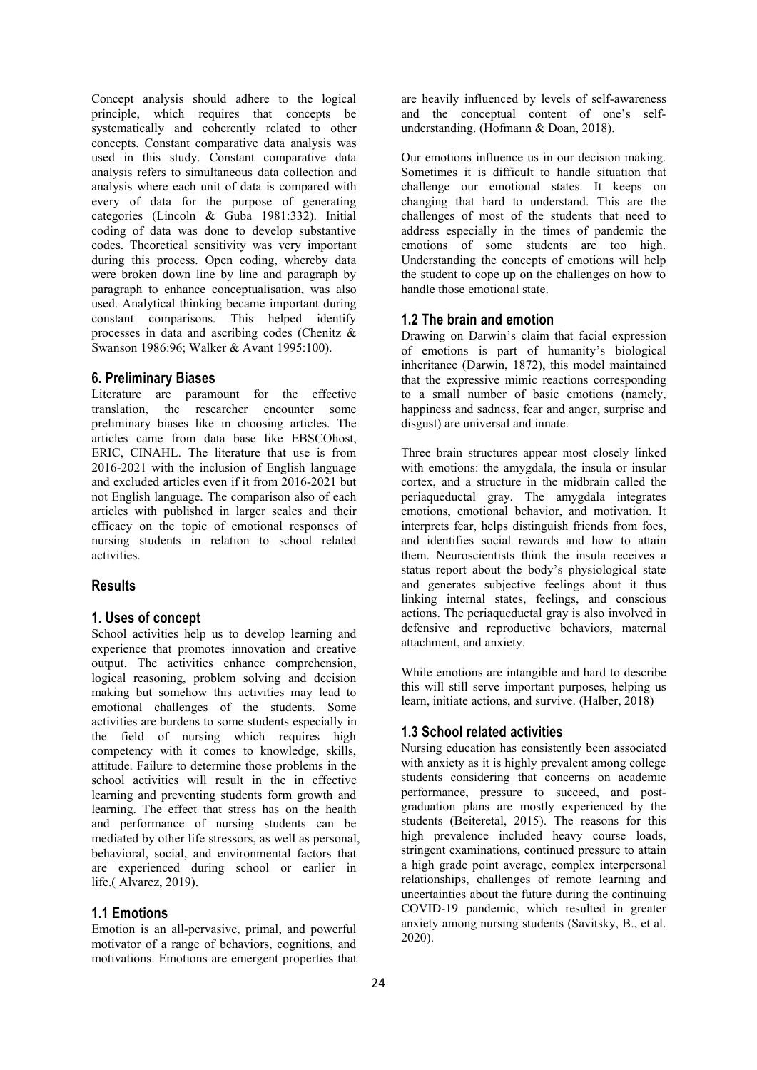Concept analysis should adhere to the logical principle, which requires that concepts be systematically and coherently related to other concepts. Constant comparative data analysis was used in this study. Constant comparative data analysis refers to simultaneous data collection and analysis where each unit of data is compared with every of data for the purpose of generating categories (Lincoln & Guba 1981:332). Initial coding of data was done to develop substantive codes. Theoretical sensitivity was very important during this process. Open coding, whereby data were broken down line by line and paragraph by paragraph to enhance conceptualisation, was also used. Analytical thinking became important during constant comparisons. This helped identify processes in data and ascribing codes (Chenitz & Swanson 1986:96; Walker & Avant 1995:100).

## 6. Preliminary Biases

Literature are paramount for the effective translation, the researcher encounter some preliminary biases like in choosing articles. The articles came from data base like EBSCOhost, ERIC, CINAHL. The literature that use is from 2016-2021 with the inclusion of English language and excluded articles even if it from 2016-2021 but not English language. The comparison also of each articles with published in larger scales and their efficacy on the topic of emotional responses of nursing students in relation to school related activities.

# Results

## 1. Uses of concept

School activities help us to develop learning and experience that promotes innovation and creative output. The activities enhance comprehension, logical reasoning, problem solving and decision making but somehow this activities may lead to emotional challenges of the students. Some activities are burdens to some students especially in the field of nursing which requires high competency with it comes to knowledge, skills, attitude. Failure to determine those problems in the school activities will result in the in effective learning and preventing students form growth and learning. The effect that stress has on the health and performance of nursing students can be mediated by other life stressors, as well as personal, behavioral, social, and environmental factors that are experienced during school or earlier in life.( Alvarez, 2019).

## 1.1 Emotions

Emotion is an all-pervasive, primal, and powerful motivator of a range of behaviors, cognitions, and motivations. Emotions are emergent properties that are heavily influenced by levels of self-awareness and the conceptual content of one's self-understanding. (Hofmann & Doan, 2018).

Our emotions influence us in our decision making. Sometimes it is difficult to handle situation that challenge our emotional states. It keeps on changing that hard to understand. This are the challenges of most of the students that need to address especially in the times of pandemic the emotions of some students are too high. Understanding the concepts of emotions will help the student to cope up on the challenges on how to handle those emotional state.

## 1.2 The brain and emotion

Drawing on Darwin's claim that facial expression of emotions is part of humanity's biological inheritance (Darwin, 1872), this model maintained that the expressive mimic reactions corresponding to a small number of basic emotions (namely, happiness and sadness, fear and anger, surprise and disgust) are universal and innate.

Three brain structures appear most closely linked with emotions: the amygdala, the insula or insular cortex, and a structure in the midbrain called the periaqueductal gray. The amygdala integrates emotions, emotional behavior, and motivation. It interprets fear, helps distinguish friends from foes, and identifies social rewards and how to attain them. Neuroscientists think the insula receives a status report about the body's physiological state and generates subjective feelings about it thus linking internal states, feelings, and conscious actions. The periaqueductal gray is also involved in defensive and reproductive behaviors, maternal attachment, and anxiety.

While emotions are intangible and hard to describe this will still serve important purposes, helping us learn, initiate actions, and survive. (Halber, 2018)

## 1.3 School related activities

Nursing education has consistently been associated with anxiety as it is highly prevalent among college students considering that concerns on academic performance, pressure to succeed, and post-graduation plans are mostly experienced by the students (Beiteretal, 2015). The reasons for this high prevalence included heavy course loads, stringent examinations, continued pressure to attain a high grade point average, complex interpersonal relationships, challenges of remote learning and uncertainties about the future during the continuing COVID-19 pandemic, which resulted in greater anxiety among nursing students (Savitsky, B., et al. 2020).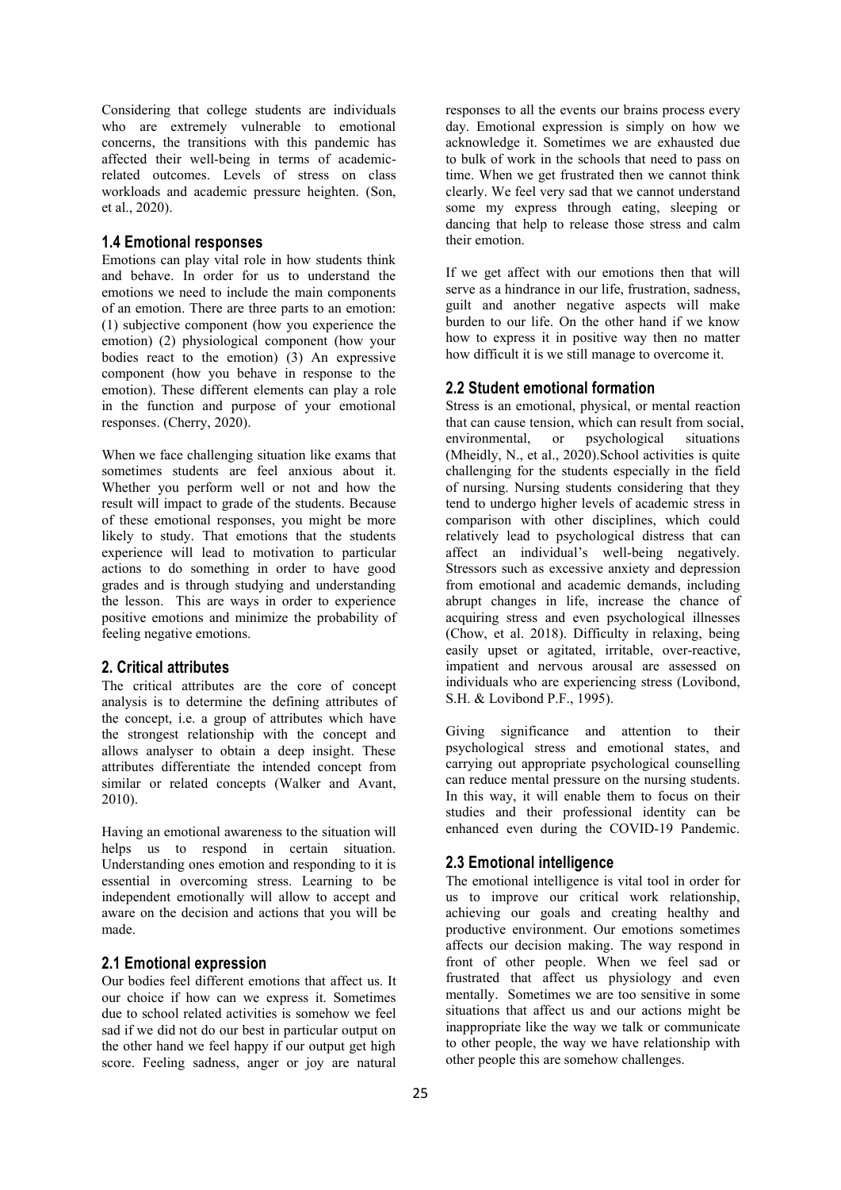Considering that college students are individuals who are extremely vulnerable to emotional concerns, the transitions with this pandemic has affected their well-being in terms of academic-related outcomes. Levels of stress on class workloads and academic pressure heighten. (Son, et al., 2020).

### 1.4 Emotional responses

Emotions can play vital role in how students think and behave. In order for us to understand the emotions we need to include the main components of an emotion. There are three parts to an emotion: (1) subjective component (how you experience the emotion) (2) physiological component (how your bodies react to the emotion) (3) An expressive component (how you behave in response to the emotion). These different elements can play a role in the function and purpose of your emotional responses. (Cherry, 2020).

When we face challenging situation like exams that sometimes students are feel anxious about it. Whether you perform well or not and how the result will impact to grade of the students. Because of these emotional responses, you might be more likely to study. That emotions that the students experience will lead to motivation to particular actions to do something in order to have good grades and is through studying and understanding the lesson. This are ways in order to experience positive emotions and minimize the probability of feeling negative emotions.

## 2. Critical attributes

The critical attributes are the core of concept analysis is to determine the defining attributes of the concept, i.e. a group of attributes which have the strongest relationship with the concept and allows analyser to obtain a deep insight. These attributes differentiate the intended concept from similar or related concepts (Walker and Avant, 2010).

Having an emotional awareness to the situation will helps us to respond in certain situation. Understanding ones emotion and responding to it is essential in overcoming stress. Learning to be independent emotionally will allow to accept and aware on the decision and actions that you will be made.

### 2.1 Emotional expression

Our bodies feel different emotions that affect us. It our choice if how can we express it. Sometimes due to school related activities is somehow we feel sad if we did not do our best in particular output on the other hand we feel happy if our output get high score. Feeling sadness, anger or joy are natural responses to all the events our brains process every day. Emotional expression is simply on how we acknowledge it. Sometimes we are exhausted due to bulk of work in the schools that need to pass on time. When we get frustrated then we cannot think clearly. We feel very sad that we cannot understand some my express through eating, sleeping or dancing that help to release those stress and calm their emotion.

If we get affect with our emotions then that will serve as a hindrance in our life, frustration, sadness, guilt and another negative aspects will make burden to our life. On the other hand if we know how to express it in positive way then no matter how difficult it is we still manage to overcome it.

### 2.2 Student emotional formation

Stress is an emotional, physical, or mental reaction that can cause tension, which can result from social, environmental, or psychological situations (Mheidly, N., et al., 2020).School activities is quite challenging for the students especially in the field of nursing. Nursing students considering that they tend to undergo higher levels of academic stress in comparison with other disciplines, which could relatively lead to psychological distress that can affect an individual's well-being negatively. Stressors such as excessive anxiety and depression from emotional and academic demands, including abrupt changes in life, increase the chance of acquiring stress and even psychological illnesses (Chow, et al. 2018). Difficulty in relaxing, being easily upset or agitated, irritable, over-reactive, impatient and nervous arousal are assessed on individuals who are experiencing stress (Lovibond, S.H. & Lovibond P.F., 1995).

Giving significance and attention to their psychological stress and emotional states, and carrying out appropriate psychological counselling can reduce mental pressure on the nursing students. In this way, it will enable them to focus on their studies and their professional identity can be enhanced even during the COVID-19 Pandemic.

### 2.3 Emotional intelligence

The emotional intelligence is vital tool in order for us to improve our critical work relationship, achieving our goals and creating healthy and productive environment. Our emotions sometimes affects our decision making. The way respond in front of other people. When we feel sad or frustrated that affect us physiology and even mentally. Sometimes we are too sensitive in some situations that affect us and our actions might be inappropriate like the way we talk or communicate to other people, the way we have relationship with other people this are somehow challenges.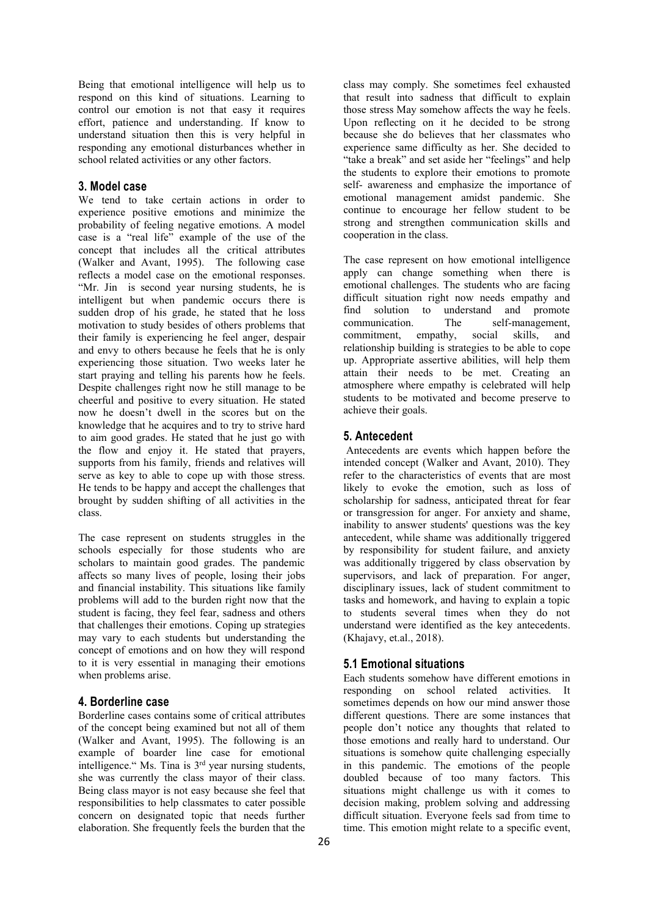Being that emotional intelligence will help us to respond on this kind of situations. Learning to control our emotion is not that easy it requires effort, patience and understanding. If know to understand situation then this is very helpful in responding any emotional disturbances whether in school related activities or any other factors.

## 3. Model case

We tend to take certain actions in order to experience positive emotions and minimize the probability of feeling negative emotions. A model case is a "real life" example of the use of the concept that includes all the critical attributes (Walker and Avant, 1995). The following case reflects a model case on the emotional responses. "Mr. Jin is second year nursing students, he is intelligent but when pandemic occurs there is sudden drop of his grade, he stated that he loss motivation to study besides of others problems that their family is experiencing he feel anger, despair and envy to others because he feels that he is only experiencing those situation. Two weeks later he start praying and telling his parents how he feels. Despite challenges right now he still manage to be cheerful and positive to every situation. He stated now he doesn't dwell in the scores but on the knowledge that he acquires and to try to strive hard to aim good grades. He stated that he just go with the flow and enjoy it. He stated that prayers, supports from his family, friends and relatives will serve as key to able to cope up with those stress. He tends to be happy and accept the challenges that brought by sudden shifting of all activities in the class.

The case represent on students struggles in the schools especially for those students who are scholars to maintain good grades. The pandemic affects so many lives of people, losing their jobs and financial instability. This situations like family problems will add to the burden right now that the student is facing, they feel fear, sadness and others that challenges their emotions. Coping up strategies may vary to each students but understanding the concept of emotions and on how they will respond to it is very essential in managing their emotions when problems arise.

## 4. Borderline case

Borderline cases contains some of critical attributes of the concept being examined but not all of them (Walker and Avant, 1995). The following is an example of boarder line case for emotional intelligence." Ms. Tina is 3rd year nursing students, she was currently the class mayor of their class. Being class mayor is not easy because she feel that responsibilities to help classmates to cater possible concern on designated topic that needs further elaboration. She frequently feels the burden that the class may comply. She sometimes feel exhausted that result into sadness that difficult to explain those stress May somehow affects the way he feels. Upon reflecting on it he decided to be strong because she do believes that her classmates who experience same difficulty as her. She decided to "take a break" and set aside her "feelings" and help the students to explore their emotions to promote self- awareness and emphasize the importance of emotional management amidst pandemic. She continue to encourage her fellow student to be strong and strengthen communication skills and cooperation in the class.

The case represent on how emotional intelligence apply can change something when there is emotional challenges. The students who are facing difficult situation right now needs empathy and find solution to understand and promote communication. The self-management, commitment, empathy, social skills, and relationship building is strategies to be able to cope up. Appropriate assertive abilities, will help them attain their needs to be met. Creating an atmosphere where empathy is celebrated will help students to be motivated and become preserve to achieve their goals.

## 5. Antecedent

Antecedents are events which happen before the intended concept (Walker and Avant, 2010). They refer to the characteristics of events that are most likely to evoke the emotion, such as loss of scholarship for sadness, anticipated threat for fear or transgression for anger. For anxiety and shame, inability to answer students' questions was the key antecedent, while shame was additionally triggered by responsibility for student failure, and anxiety was additionally triggered by class observation by supervisors, and lack of preparation. For anger, disciplinary issues, lack of student commitment to tasks and homework, and having to explain a topic to students several times when they do not understand were identified as the key antecedents. (Khajavy, et.al., 2018).

### 5.1 Emotional situations

Each students somehow have different emotions in responding on school related activities. It sometimes depends on how our mind answer those different questions. There are some instances that people don't notice any thoughts that related to those emotions and really hard to understand. Our situations is somehow quite challenging especially in this pandemic. The emotions of the people doubled because of too many factors. This situations might challenge us with it comes to decision making, problem solving and addressing difficult situation. Everyone feels sad from time to time. This emotion might relate to a specific event,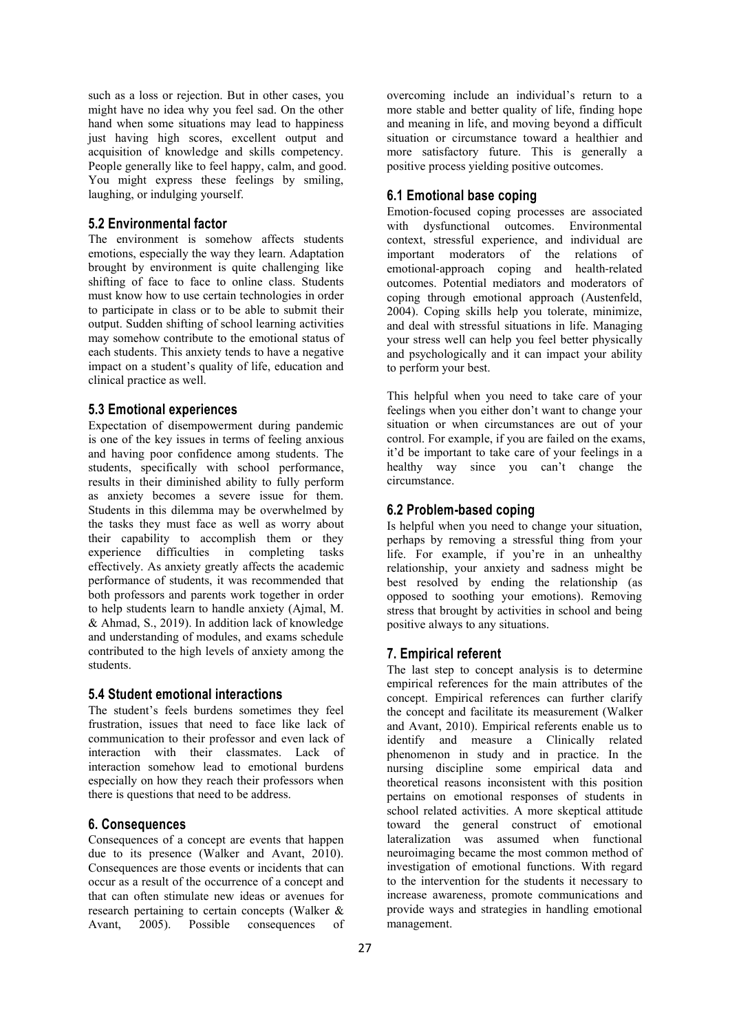such as a loss or rejection. But in other cases, you might have no idea why you feel sad. On the other hand when some situations may lead to happiness just having high scores, excellent output and acquisition of knowledge and skills competency. People generally like to feel happy, calm, and good. You might express these feelings by smiling, laughing, or indulging yourself.

### 5.2 Environmental factor

The environment is somehow affects students emotions, especially the way they learn. Adaptation brought by environment is quite challenging like shifting of face to face to online class. Students must know how to use certain technologies in order to participate in class or to be able to submit their output. Sudden shifting of school learning activities may somehow contribute to the emotional status of each students. This anxiety tends to have a negative impact on a student's quality of life, education and clinical practice as well.

### 5.3 Emotional experiences

Expectation of disempowerment during pandemic is one of the key issues in terms of feeling anxious and having poor confidence among students. The students, specifically with school performance, results in their diminished ability to fully perform as anxiety becomes a severe issue for them. Students in this dilemma may be overwhelmed by the tasks they must face as well as worry about their capability to accomplish them or they experience difficulties in completing tasks effectively. As anxiety greatly affects the academic performance of students, it was recommended that both professors and parents work together in order to help students learn to handle anxiety (Ajmal, M. & Ahmad, S., 2019). In addition lack of knowledge and understanding of modules, and exams schedule contributed to the high levels of anxiety among the students.

### 5.4 Student emotional interactions

The student's feels burdens sometimes they feel frustration, issues that need to face like lack of communication to their professor and even lack of interaction with their classmates. Lack of interaction somehow lead to emotional burdens especially on how they reach their professors when there is questions that need to be address.

## 6. Consequences

Consequences of a concept are events that happen due to its presence (Walker and Avant, 2010). Consequences are those events or incidents that can occur as a result of the occurrence of a concept and that can often stimulate new ideas or avenues for research pertaining to certain concepts (Walker & Avant, 2005). Possible consequences of overcoming include an individual's return to a more stable and better quality of life, finding hope and meaning in life, and moving beyond a difficult situation or circumstance toward a healthier and more satisfactory future. This is generally a positive process yielding positive outcomes.

### 6.1 Emotional base coping

Emotion-focused coping processes are associated with dysfunctional outcomes. Environmental context, stressful experience, and individual are important moderators of the relations of emotional-approach coping and health-related outcomes. Potential mediators and moderators of coping through emotional approach (Austenfeld, 2004). Coping skills help you tolerate, minimize, and deal with stressful situations in life. Managing your stress well can help you feel better physically and psychologically and it can impact your ability to perform your best.

This helpful when you need to take care of your feelings when you either don't want to change your situation or when circumstances are out of your control. For example, if you are failed on the exams, it'd be important to take care of your feelings in a healthy way since you can't change the circumstance.

### 6.2 Problem-based coping

Is helpful when you need to change your situation, perhaps by removing a stressful thing from your life. For example, if you're in an unhealthy relationship, your anxiety and sadness might be best resolved by ending the relationship (as opposed to soothing your emotions). Removing stress that brought by activities in school and being positive always to any situations.

## 7. Empirical referent

The last step to concept analysis is to determine empirical references for the main attributes of the concept. Empirical references can further clarify the concept and facilitate its measurement (Walker and Avant, 2010). Empirical referents enable us to identify and measure a Clinically related phenomenon in study and in practice. In the nursing discipline some empirical data and theoretical reasons inconsistent with this position pertains on emotional responses of students in school related activities. A more skeptical attitude toward the general construct of emotional lateralization was assumed when functional neuroimaging became the most common method of investigation of emotional functions. With regard to the intervention for the students it necessary to increase awareness, promote communications and provide ways and strategies in handling emotional management.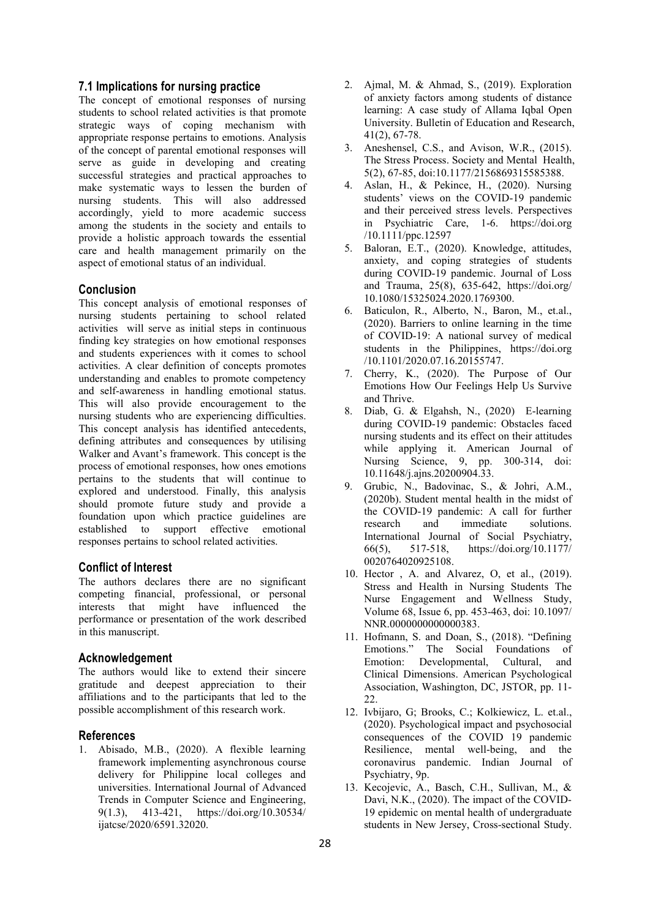### 7.1 Implications for nursing practice

The concept of emotional responses of nursing students to school related activities is that promote strategic ways of coping mechanism with appropriate response pertains to emotions. Analysis of the concept of parental emotional responses will serve as guide in developing and creating successful strategies and practical approaches to make systematic ways to lessen the burden of nursing students. This will also addressed accordingly, yield to more academic success among the students in the society and entails to provide a holistic approach towards the essential care and health management primarily on the aspect of emotional status of an individual.

## Conclusion

This concept analysis of emotional responses of nursing students pertaining to school related activities will serve as initial steps in continuous finding key strategies on how emotional responses and students experiences with it comes to school activities. A clear definition of concepts promotes understanding and enables to promote competency and self-awareness in handling emotional status. This will also provide encouragement to the nursing students who are experiencing difficulties. This concept analysis has identified antecedents, defining attributes and consequences by utilising Walker and Avant's framework. This concept is the process of emotional responses, how ones emotions pertains to the students that will continue to explored and understood. Finally, this analysis should promote future study and provide a foundation upon which practice guidelines are established to support effective emotional responses pertains to school related activities.

## Conflict of Interest

The authors declares there are no significant competing financial, professional, or personal interests that might have influenced the performance or presentation of the work described in this manuscript.

## Acknowledgement

The authors would like to extend their sincere gratitude and deepest appreciation to their affiliations and to the participants that led to the possible accomplishment of this research work.

## References

1. Abisado, M.B., (2020). A flexible learning framework implementing asynchronous course delivery for Philippine local colleges and universities. International Journal of Advanced Trends in Computer Science and Engineering, 9(1.3), 413-421, https://doi.org/10.30534/ijatcse/2020/6591.32020.
2. Ajmal, M. & Ahmad, S., (2019). Exploration of anxiety factors among students of distance learning: A case study of Allama Iqbal Open University. Bulletin of Education and Research, 41(2), 67-78.
3. Aneshensel, C.S., and Avison, W.R., (2015). The Stress Process. Society and Mental Health, 5(2), 67-85, doi:10.1177/2156869315585388.
4. Aslan, H., & Pekince, H., (2020). Nursing students' views on the COVID-19 pandemic and their perceived stress levels. Perspectives in Psychiatric Care, 1-6. https://doi.org/10.1111/ppc.12597
5. Baloran, E.T., (2020). Knowledge, attitudes, anxiety, and coping strategies of students during COVID-19 pandemic. Journal of Loss and Trauma, 25(8), 635-642, https://doi.org/10.1080/15325024.2020.1769300.
6. Baticulon, R., Alberto, N., Baron, M., et.al., (2020). Barriers to online learning in the time of COVID-19: A national survey of medical students in the Philippines, https://doi.org/10.1101/2020.07.16.20155747.
7. Cherry, K., (2020). The Purpose of Our Emotions How Our Feelings Help Us Survive and Thrive.
8. Diab, G. & Elgahsh, N., (2020) E-learning during COVID-19 pandemic: Obstacles faced nursing students and its effect on their attitudes while applying it. American Journal of Nursing Science, 9, pp. 300-314, doi: 10.11648/j.ajns.20200904.33.
9. Grubic, N., Badovinac, S., & Johri, A.M., (2020b). Student mental health in the midst of the COVID-19 pandemic: A call for further research and immediate solutions. International Journal of Social Psychiatry, 66(5), 517-518, https://doi.org/10.1177/0020764020925108.
10. Hector , A. and Alvarez, O, et al., (2019). Stress and Health in Nursing Students The Nurse Engagement and Wellness Study, Volume 68, Issue 6, pp. 453-463, doi: 10.1097/NNR.0000000000000383.
11. Hofmann, S. and Doan, S., (2018). "Defining Emotions." The Social Foundations of Emotion: Developmental, Cultural, and Clinical Dimensions. American Psychological Association, Washington, DC, JSTOR, pp. 11-22.
12. Ivbijaro, G; Brooks, C.; Kolkiewicz, L. et.al., (2020). Psychological impact and psychosocial consequences of the COVID 19 pandemic Resilience, mental well-being, and the coronavirus pandemic. Indian Journal of Psychiatry, 9p.
13. Kecojevic, A., Basch, C.H., Sullivan, M., & Davi, N.K., (2020). The impact of the COVID-19 epidemic on mental health of undergraduate students in New Jersey, Cross-sectional Study.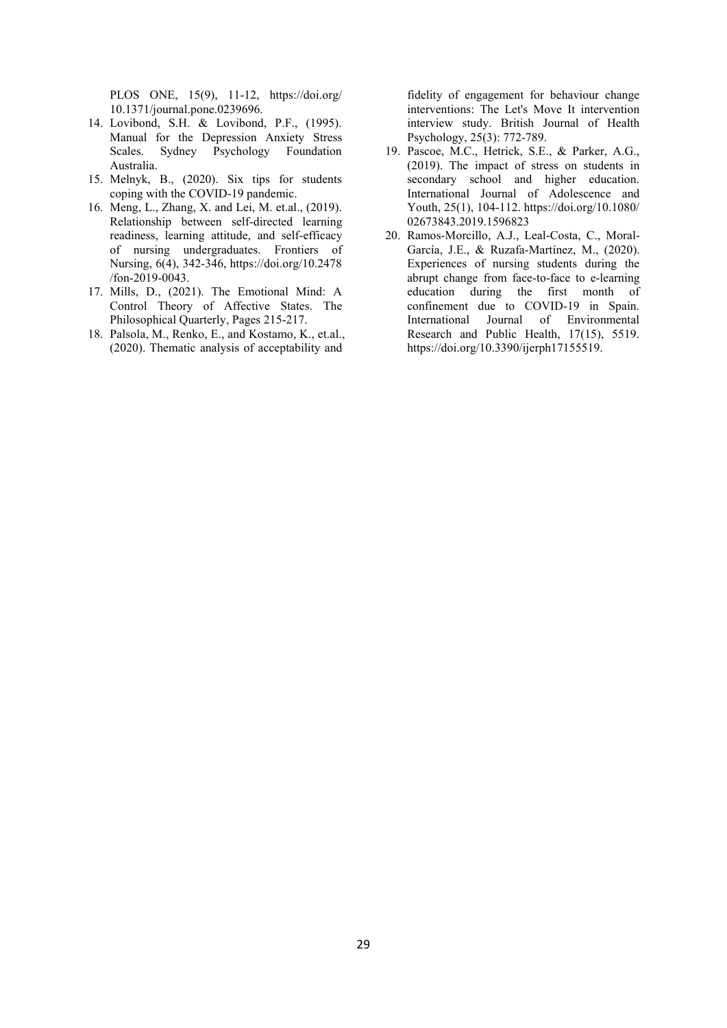PLOS ONE, 15(9), 11-12, https://doi.org/10.1371/journal.pone.0239696.

14. Lovibond, S.H. & Lovibond, P.F., (1995). Manual for the Depression Anxiety Stress Scales. Sydney Psychology Foundation Australia.
15. Melnyk, B., (2020). Six tips for students coping with the COVID-19 pandemic.
16. Meng, L., Zhang, X. and Lei, M. et.al., (2019). Relationship between self-directed learning readiness, learning attitude, and self-efficacy of nursing undergraduates. Frontiers of Nursing, 6(4), 342-346, https://doi.org/10.2478/fon-2019-0043.
17. Mills, D., (2021). The Emotional Mind: A Control Theory of Affective States. The Philosophical Quarterly, Pages 215-217.
18. Palsola, M., Renko, E., and Kostamo, K., et.al., (2020). Thematic analysis of acceptability and fidelity of engagement for behaviour change interventions: The Let's Move It intervention interview study. British Journal of Health Psychology, 25(3): 772-789.
19. Pascoe, M.C., Hetrick, S.E., & Parker, A.G., (2019). The impact of stress on students in secondary school and higher education. International Journal of Adolescence and Youth, 25(1), 104-112. https://doi.org/10.1080/02673843.2019.1596823
20. Ramos-Morcillo, A.J., Leal-Costa, C., Moral-García, J.E., & Ruzafa-Martínez, M., (2020). Experiences of nursing students during the abrupt change from face-to-face to e-learning education during the first month of confinement due to COVID-19 in Spain. International Journal of Environmental Research and Public Health, 17(15), 5519. https://doi.org/10.3390/ijerph17155519.